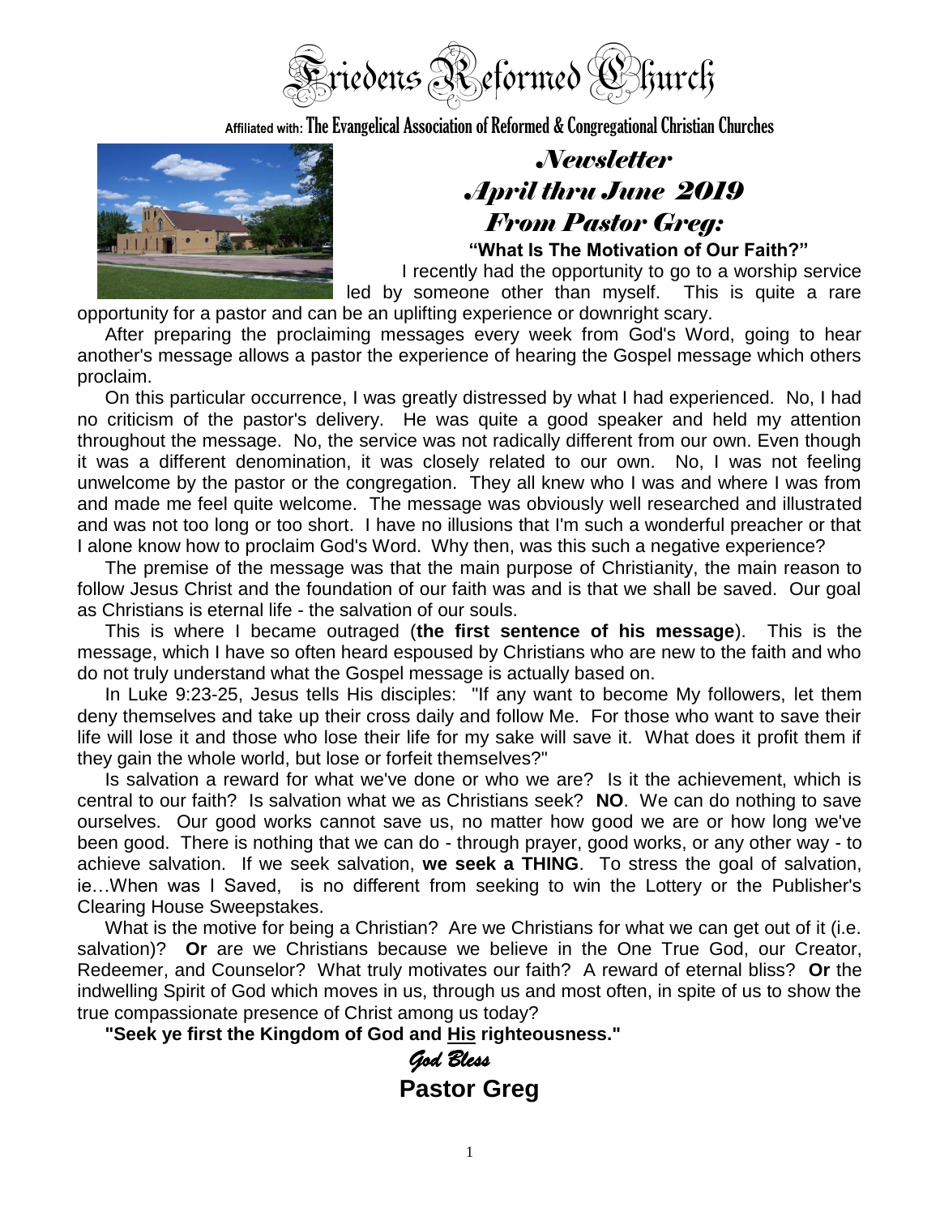# Friedens Reformed Church

Affiliated with: The Evangelical Association of Reformed & Congregational Christian Churches

## *Newsletter*
## *April thru June 2019*
## *From Pastor Greg:*

### "What Is The Motivation of Our Faith?"

I recently had the opportunity to go to a worship service led by someone other than myself. This is quite a rare opportunity for a pastor and can be an uplifting experience or downright scary.

After preparing the proclaiming messages every week from God's Word, going to hear another's message allows a pastor the experience of hearing the Gospel message which others proclaim.

On this particular occurrence, I was greatly distressed by what I had experienced. No, I had no criticism of the pastor's delivery. He was quite a good speaker and held my attention throughout the message. No, the service was not radically different from our own. Even though it was a different denomination, it was closely related to our own. No, I was not feeling unwelcome by the pastor or the congregation. They all knew who I was and where I was from and made me feel quite welcome. The message was obviously well researched and illustrated and was not too long or too short. I have no illusions that I'm such a wonderful preacher or that I alone know how to proclaim God's Word. Why then, was this such a negative experience?

The premise of the message was that the main purpose of Christianity, the main reason to follow Jesus Christ and the foundation of our faith was and is that we shall be saved. Our goal as Christians is eternal life - the salvation of our souls.

This is where I became outraged (**the first sentence of his message**). This is the message, which I have so often heard espoused by Christians who are new to the faith and who do not truly understand what the Gospel message is actually based on.

In Luke 9:23-25, Jesus tells His disciples: "If any want to become My followers, let them deny themselves and take up their cross daily and follow Me. For those who want to save their life will lose it and those who lose their life for my sake will save it. What does it profit them if they gain the whole world, but lose or forfeit themselves?"

Is salvation a reward for what we've done or who we are? Is it the achievement, which is central to our faith? Is salvation what we as Christians seek? **NO**. We can do nothing to save ourselves. Our good works cannot save us, no matter how good we are or how long we've been good. There is nothing that we can do - through prayer, good works, or any other way - to achieve salvation. If we seek salvation, **we seek a THING**. To stress the goal of salvation, ie…When was I Saved, is no different from seeking to win the Lottery or the Publisher's Clearing House Sweepstakes.

What is the motive for being a Christian? Are we Christians for what we can get out of it (i.e. salvation)? **Or** are we Christians because we believe in the One True God, our Creator, Redeemer, and Counselor? What truly motivates our faith? A reward of eternal bliss? **Or** the indwelling Spirit of God which moves in us, through us and most often, in spite of us to show the true compassionate presence of Christ among us today?

**"Seek ye first the Kingdom of God and <u>His</u> righteousness."**

*God Bless*

**Pastor Greg**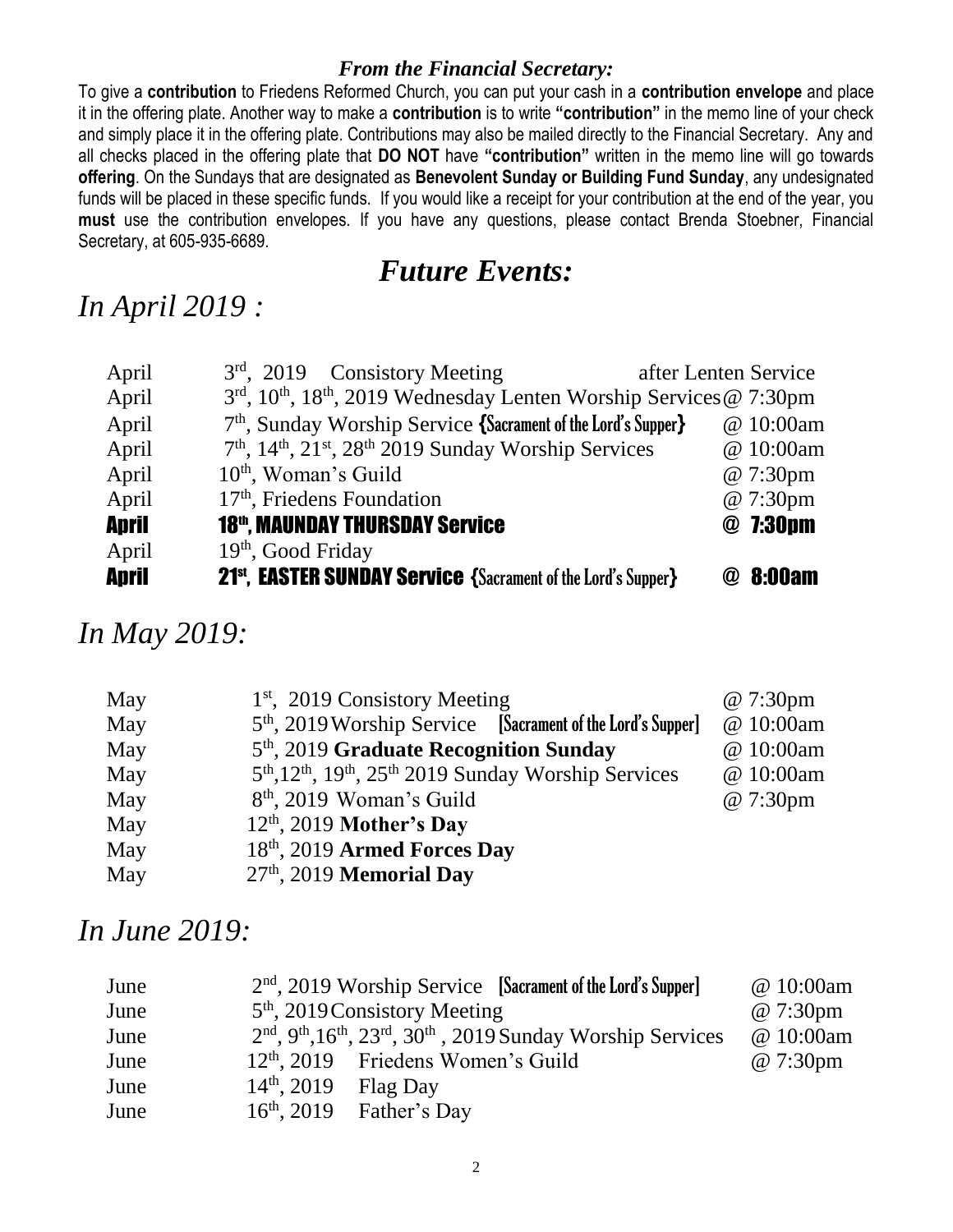### *From the Financial Secretary:*

To give a **contribution** to Friedens Reformed Church, you can put your cash in a **contribution envelope** and place it in the offering plate. Another way to make a **contribution** is to write **"contribution"** in the memo line of your check and simply place it in the offering plate. Contributions may also be mailed directly to the Financial Secretary. Any and all checks placed in the offering plate that **DO NOT** have **"contribution"** written in the memo line will go towards **offering**. On the Sundays that are designated as **Benevolent Sunday or Building Fund Sunday**, any undesignated funds will be placed in these specific funds. If you would like a receipt for your contribution at the end of the year, you **must** use the contribution envelopes. If you have any questions, please contact Brenda Stoebner, Financial Secretary, at 605-935-6689.

# *Future Events:*

## *In April 2019 :*

| | | |
|---|---|---|
| April | 3rd, 2019 Consistory Meeting | after Lenten Service |
| April | 3rd, 10th, 18th, 2019 Wednesday Lenten Worship Services | @ 7:30pm |
| April | 7th, Sunday Worship Service {Sacrament of the Lord's Supper} | @ 10:00am |
| April | 7th, 14th, 21st, 28th 2019 Sunday Worship Services | @ 10:00am |
| April | 10th, Woman's Guild | @ 7:30pm |
| April | 17th, Friedens Foundation | @ 7:30pm |
| **April** | **18th, MAUNDAY THURSDAY Service** | **@ 7:30pm** |
| April | 19th, Good Friday | |
| **April** | **21st, EASTER SUNDAY Service** {Sacrament of the Lord's Supper} | **@ 8:00am** |

## *In May 2019:*

| | | |
|---|---|---|
| May | 1st, 2019 Consistory Meeting | @ 7:30pm |
| May | 5th, 2019 Worship Service [Sacrament of the Lord's Supper] | @ 10:00am |
| May | 5th, 2019 **Graduate Recognition Sunday** | @ 10:00am |
| May | 5th, 12th, 19th, 25th 2019 Sunday Worship Services | @ 10:00am |
| May | 8th, 2019 Woman's Guild | @ 7:30pm |
| May | 12th, 2019 **Mother's Day** | |
| May | 18th, 2019 **Armed Forces Day** | |
| May | 27th, 2019 **Memorial Day** | |

## *In June 2019:*

| | | |
|---|---|---|
| June | 2nd, 2019 Worship Service [Sacrament of the Lord's Supper] | @ 10:00am |
| June | 5th, 2019 Consistory Meeting | @ 7:30pm |
| June | 2nd, 9th, 16th, 23rd, 30th, 2019 Sunday Worship Services | @ 10:00am |
| June | 12th, 2019 Friedens Women's Guild | @ 7:30pm |
| June | 14th, 2019 Flag Day | |
| June | 16th, 2019 Father's Day | |